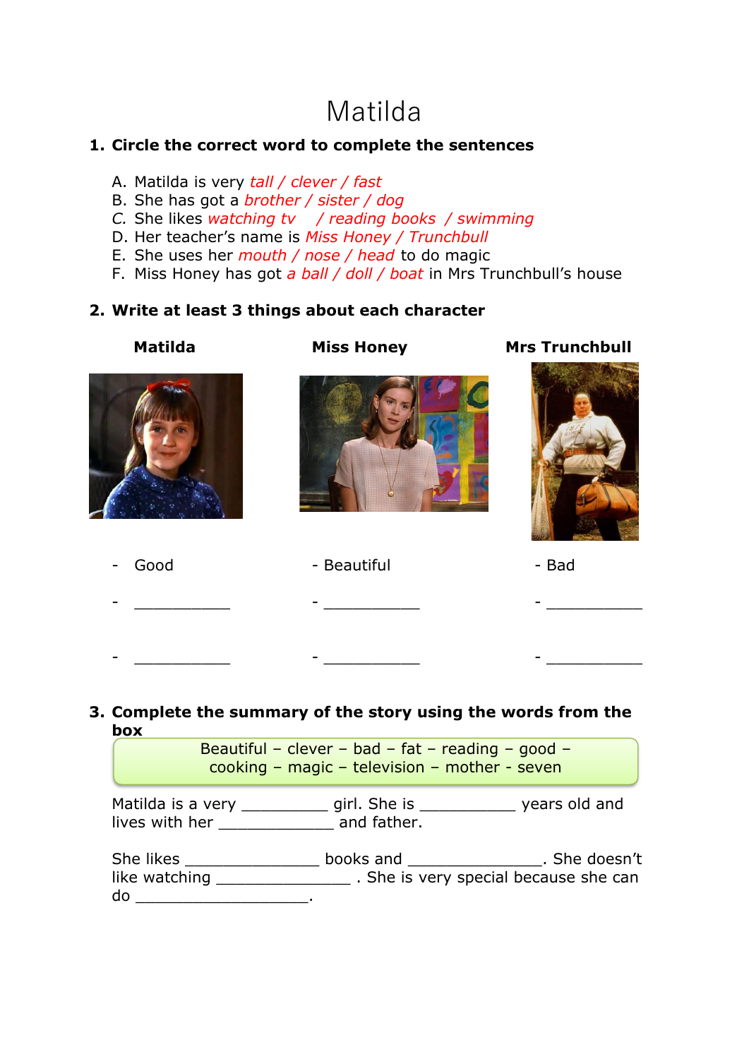# Matilda

## 1. Circle the correct word to complete the sentences

A. Matilda is very *tall / clever / fast*
B. She has got a *brother / sister / dog*
C. She likes *watching tv / reading books / swimming*
D. Her teacher's name is *Miss Honey / Trunchbull*
E. She uses her *mouth / nose / head* to do magic
F. Miss Honey has got *a ball / doll / boat* in Mrs Trunchbull's house

## 2. Write at least 3 things about each character

| Matilda | Miss Honey | Mrs Trunchbull |
|---|---|---|
| - Good | - Beautiful | - Bad |
| - ___________ | - ___________ | - ___________ |
| - ___________ | - ___________ | - ___________ |

## 3. Complete the summary of the story using the words from the box

Beautiful – clever – bad – fat – reading – good – cooking – magic – television – mother - seven

Matilda is a very __________ girl. She is ___________ years old and lives with her _____________ and father.

She likes _______________ books and _______________. She doesn't like watching _______________ . She is very special because she can do ____________________.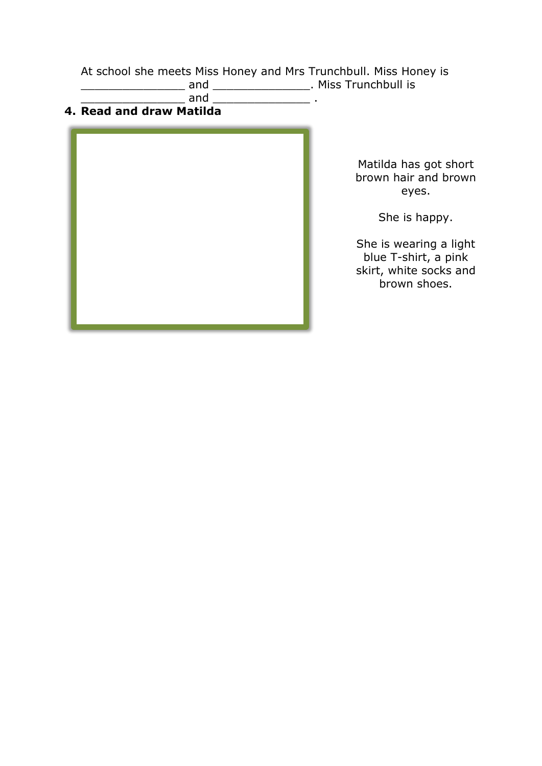At school she meets Miss Honey and Mrs Trunchbull. Miss Honey is _______________ and ______________. Miss Trunchbull is _______________ and ______________ .

**4. Read and draw Matilda**

Matilda has got short brown hair and brown eyes.

She is happy.

She is wearing a light blue T-shirt, a pink skirt, white socks and brown shoes.